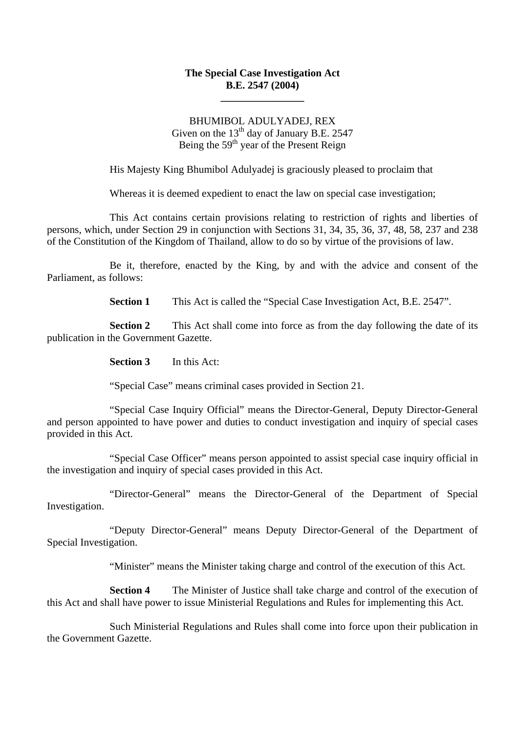**The Special Case Investigation Act**
**B.E. 2547 (2004)**

---

BHUMIBOL ADULYADEJ, REX
Given on the 13th day of January B.E. 2547
Being the 59th year of the Present Reign

His Majesty King Bhumibol Adulyadej is graciously pleased to proclaim that

Whereas it is deemed expedient to enact the law on special case investigation;

This Act contains certain provisions relating to restriction of rights and liberties of persons, which, under Section 29 in conjunction with Sections 31, 34, 35, 36, 37, 48, 58, 237 and 238 of the Constitution of the Kingdom of Thailand, allow to do so by virtue of the provisions of law.

Be it, therefore, enacted by the King, by and with the advice and consent of the Parliament, as follows:

**Section 1** This Act is called the "Special Case Investigation Act, B.E. 2547".

**Section 2** This Act shall come into force as from the day following the date of its publication in the Government Gazette.

**Section 3** In this Act:

"Special Case" means criminal cases provided in Section 21.

"Special Case Inquiry Official" means the Director-General, Deputy Director-General and person appointed to have power and duties to conduct investigation and inquiry of special cases provided in this Act.

"Special Case Officer" means person appointed to assist special case inquiry official in the investigation and inquiry of special cases provided in this Act.

"Director-General" means the Director-General of the Department of Special Investigation.

"Deputy Director-General" means Deputy Director-General of the Department of Special Investigation.

"Minister" means the Minister taking charge and control of the execution of this Act.

**Section 4** The Minister of Justice shall take charge and control of the execution of this Act and shall have power to issue Ministerial Regulations and Rules for implementing this Act.

Such Ministerial Regulations and Rules shall come into force upon their publication in the Government Gazette.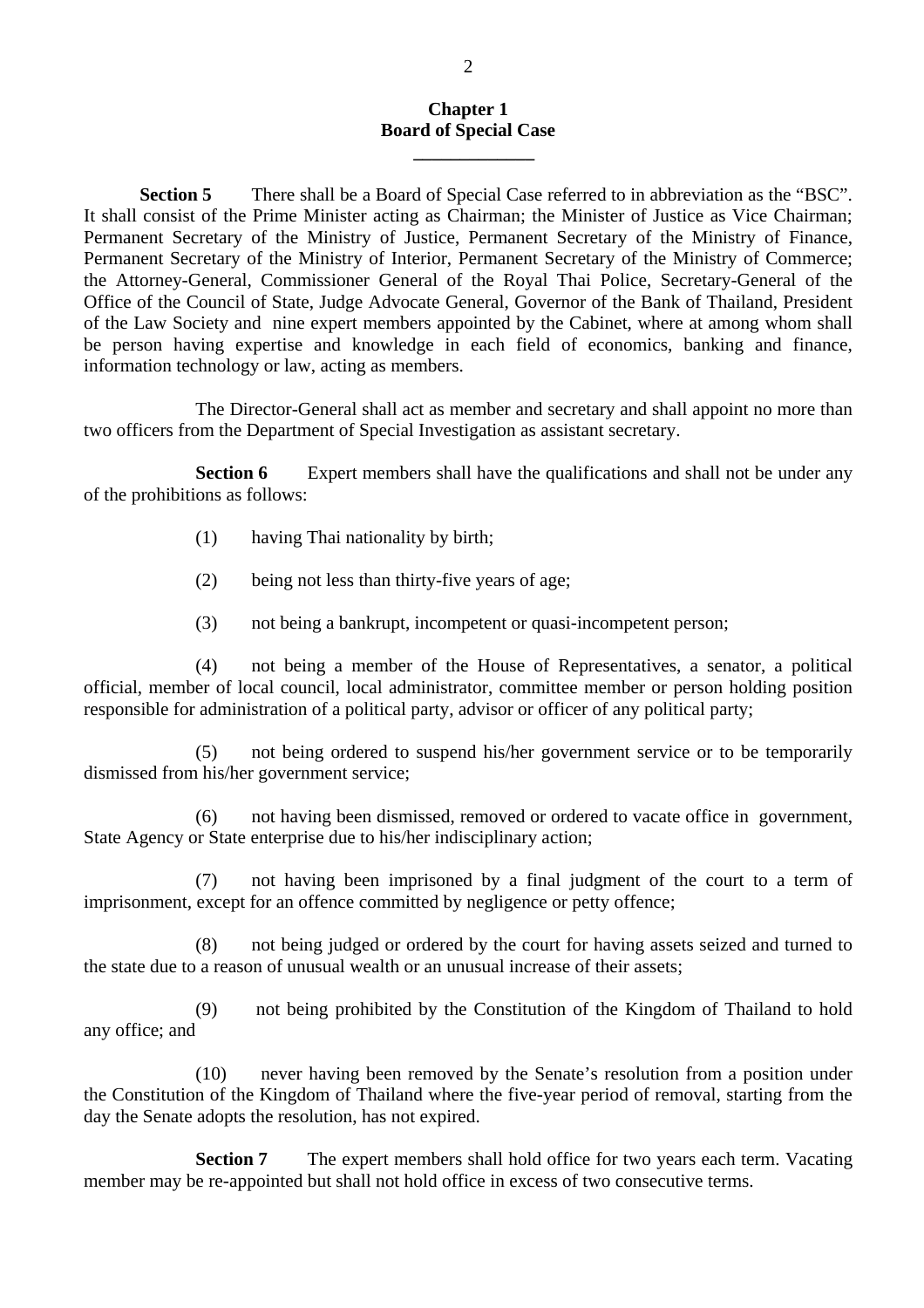## Chapter 1
## Board of Special Case

**Section 5** There shall be a Board of Special Case referred to in abbreviation as the "BSC". It shall consist of the Prime Minister acting as Chairman; the Minister of Justice as Vice Chairman; Permanent Secretary of the Ministry of Justice, Permanent Secretary of the Ministry of Finance, Permanent Secretary of the Ministry of Interior, Permanent Secretary of the Ministry of Commerce; the Attorney-General, Commissioner General of the Royal Thai Police, Secretary-General of the Office of the Council of State, Judge Advocate General, Governor of the Bank of Thailand, President of the Law Society and nine expert members appointed by the Cabinet, where at among whom shall be person having expertise and knowledge in each field of economics, banking and finance, information technology or law, acting as members.

The Director-General shall act as member and secretary and shall appoint no more than two officers from the Department of Special Investigation as assistant secretary.

**Section 6** Expert members shall have the qualifications and shall not be under any of the prohibitions as follows:

(1) having Thai nationality by birth;

(2) being not less than thirty-five years of age;

(3) not being a bankrupt, incompetent or quasi-incompetent person;

(4) not being a member of the House of Representatives, a senator, a political official, member of local council, local administrator, committee member or person holding position responsible for administration of a political party, advisor or officer of any political party;

(5) not being ordered to suspend his/her government service or to be temporarily dismissed from his/her government service;

(6) not having been dismissed, removed or ordered to vacate office in government, State Agency or State enterprise due to his/her indisciplinary action;

(7) not having been imprisoned by a final judgment of the court to a term of imprisonment, except for an offence committed by negligence or petty offence;

(8) not being judged or ordered by the court for having assets seized and turned to the state due to a reason of unusual wealth or an unusual increase of their assets;

(9) not being prohibited by the Constitution of the Kingdom of Thailand to hold any office; and

(10) never having been removed by the Senate's resolution from a position under the Constitution of the Kingdom of Thailand where the five-year period of removal, starting from the day the Senate adopts the resolution, has not expired.

**Section 7** The expert members shall hold office for two years each term. Vacating member may be re-appointed but shall not hold office in excess of two consecutive terms.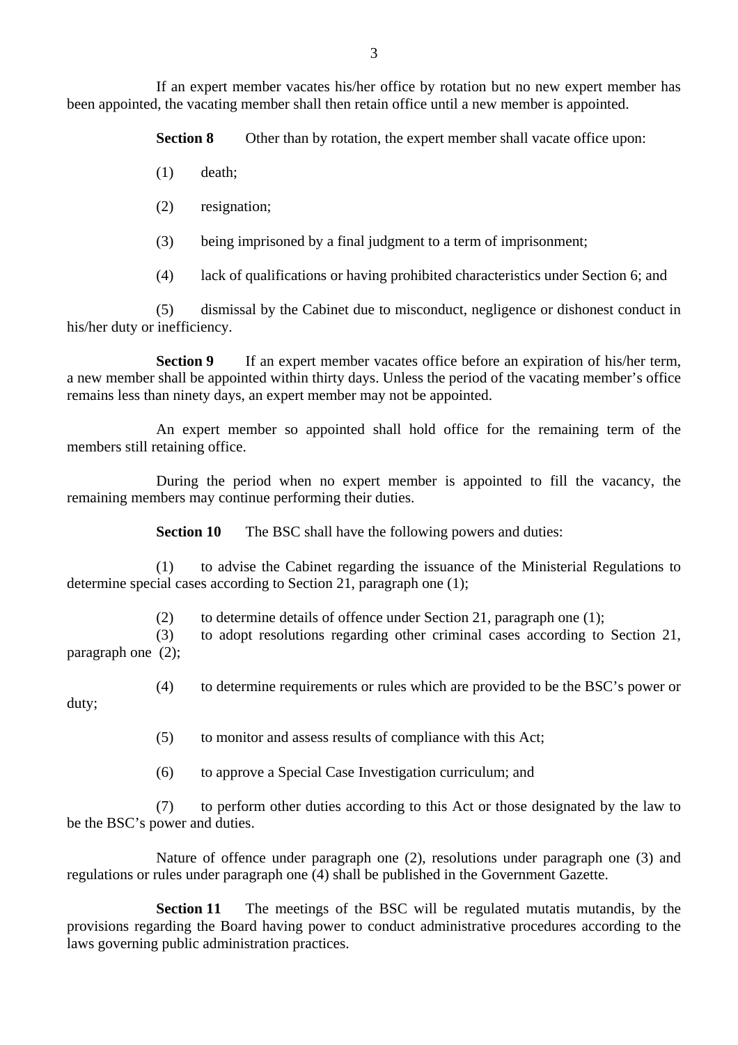If an expert member vacates his/her office by rotation but no new expert member has been appointed, the vacating member shall then retain office until a new member is appointed.

**Section 8** Other than by rotation, the expert member shall vacate office upon:

(1) death;

(2) resignation;

(3) being imprisoned by a final judgment to a term of imprisonment;

(4) lack of qualifications or having prohibited characteristics under Section 6; and

(5) dismissal by the Cabinet due to misconduct, negligence or dishonest conduct in his/her duty or inefficiency.

**Section 9** If an expert member vacates office before an expiration of his/her term, a new member shall be appointed within thirty days. Unless the period of the vacating member's office remains less than ninety days, an expert member may not be appointed.

An expert member so appointed shall hold office for the remaining term of the members still retaining office.

During the period when no expert member is appointed to fill the vacancy, the remaining members may continue performing their duties.

**Section 10** The BSC shall have the following powers and duties:

(1) to advise the Cabinet regarding the issuance of the Ministerial Regulations to determine special cases according to Section 21, paragraph one (1);

(2) to determine details of offence under Section 21, paragraph one (1);

(3) to adopt resolutions regarding other criminal cases according to Section 21, paragraph one (2);

(4) to determine requirements or rules which are provided to be the BSC's power or duty;

(5) to monitor and assess results of compliance with this Act;

(6) to approve a Special Case Investigation curriculum; and

(7) to perform other duties according to this Act or those designated by the law to be the BSC's power and duties.

Nature of offence under paragraph one (2), resolutions under paragraph one (3) and regulations or rules under paragraph one (4) shall be published in the Government Gazette.

**Section 11** The meetings of the BSC will be regulated mutatis mutandis, by the provisions regarding the Board having power to conduct administrative procedures according to the laws governing public administration practices.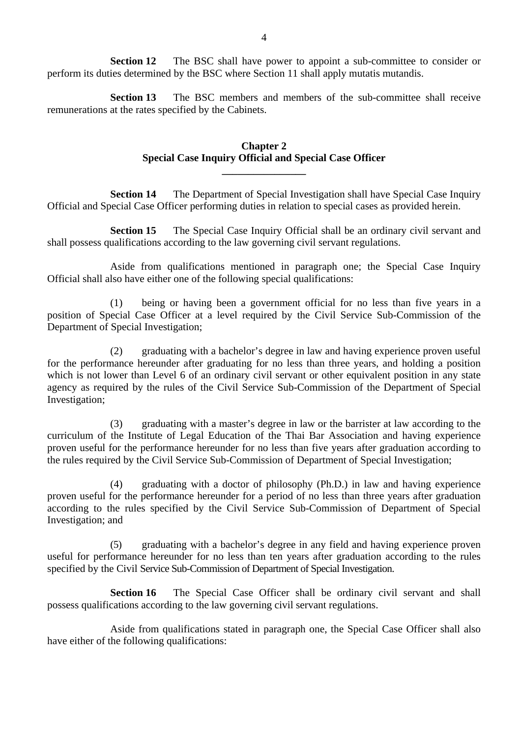**Section 12** The BSC shall have power to appoint a sub-committee to consider or perform its duties determined by the BSC where Section 11 shall apply mutatis mutandis.

**Section 13** The BSC members and members of the sub-committee shall receive remunerations at the rates specified by the Cabinets.

## Chapter 2
## Special Case Inquiry Official and Special Case Officer

**Section 14** The Department of Special Investigation shall have Special Case Inquiry Official and Special Case Officer performing duties in relation to special cases as provided herein.

**Section 15** The Special Case Inquiry Official shall be an ordinary civil servant and shall possess qualifications according to the law governing civil servant regulations.

Aside from qualifications mentioned in paragraph one; the Special Case Inquiry Official shall also have either one of the following special qualifications:

(1) being or having been a government official for no less than five years in a position of Special Case Officer at a level required by the Civil Service Sub-Commission of the Department of Special Investigation;

(2) graduating with a bachelor's degree in law and having experience proven useful for the performance hereunder after graduating for no less than three years, and holding a position which is not lower than Level 6 of an ordinary civil servant or other equivalent position in any state agency as required by the rules of the Civil Service Sub-Commission of the Department of Special Investigation;

(3) graduating with a master's degree in law or the barrister at law according to the curriculum of the Institute of Legal Education of the Thai Bar Association and having experience proven useful for the performance hereunder for no less than five years after graduation according to the rules required by the Civil Service Sub-Commission of Department of Special Investigation;

(4) graduating with a doctor of philosophy (Ph.D.) in law and having experience proven useful for the performance hereunder for a period of no less than three years after graduation according to the rules specified by the Civil Service Sub-Commission of Department of Special Investigation; and

(5) graduating with a bachelor's degree in any field and having experience proven useful for performance hereunder for no less than ten years after graduation according to the rules specified by the Civil Service Sub-Commission of Department of Special Investigation.

**Section 16** The Special Case Officer shall be ordinary civil servant and shall possess qualifications according to the law governing civil servant regulations.

Aside from qualifications stated in paragraph one, the Special Case Officer shall also have either of the following qualifications: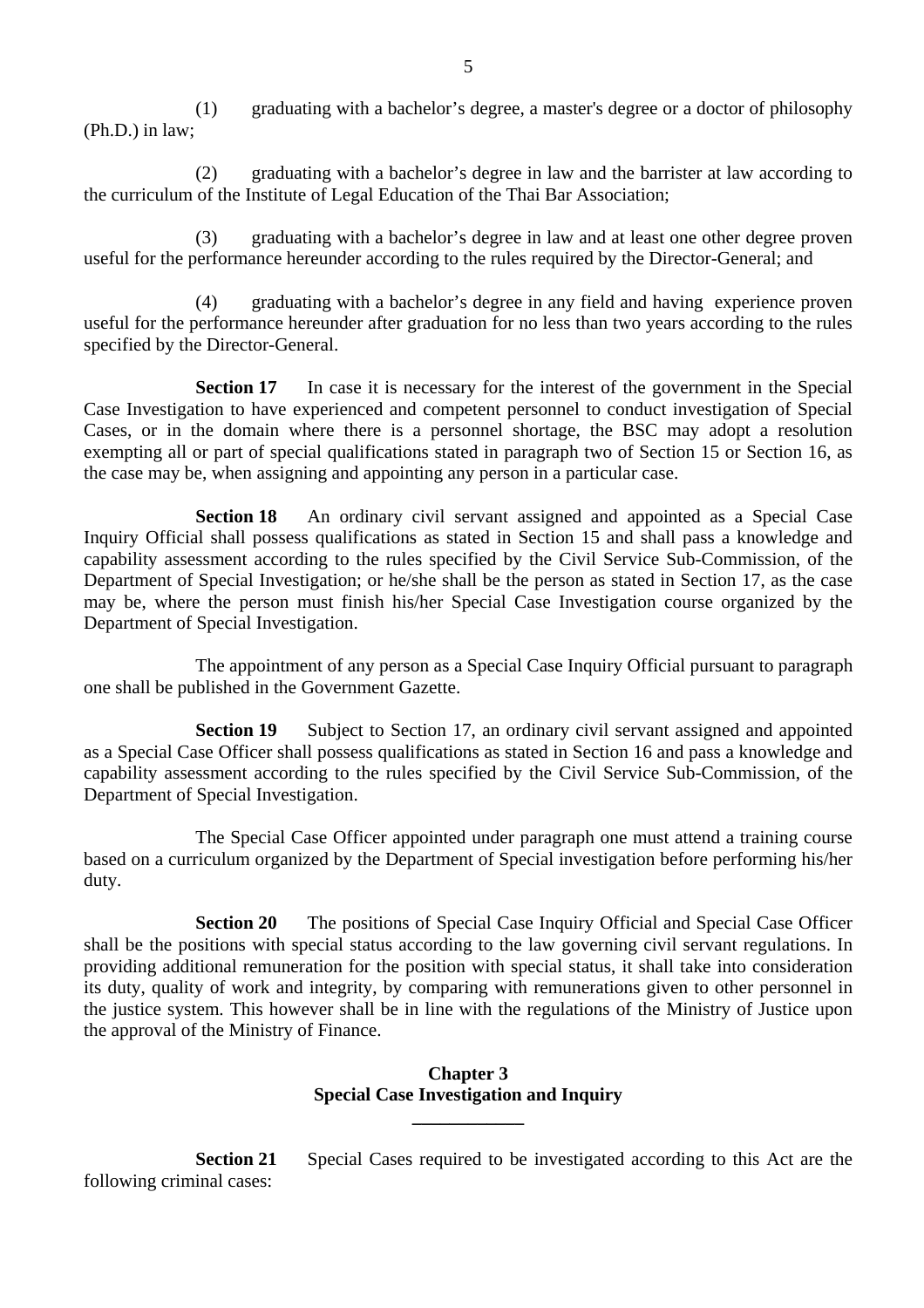(1) graduating with a bachelor's degree, a master's degree or a doctor of philosophy (Ph.D.) in law;

(2) graduating with a bachelor's degree in law and the barrister at law according to the curriculum of the Institute of Legal Education of the Thai Bar Association;

(3) graduating with a bachelor's degree in law and at least one other degree proven useful for the performance hereunder according to the rules required by the Director-General; and

(4) graduating with a bachelor's degree in any field and having experience proven useful for the performance hereunder after graduation for no less than two years according to the rules specified by the Director-General.

**Section 17** In case it is necessary for the interest of the government in the Special Case Investigation to have experienced and competent personnel to conduct investigation of Special Cases, or in the domain where there is a personnel shortage, the BSC may adopt a resolution exempting all or part of special qualifications stated in paragraph two of Section 15 or Section 16, as the case may be, when assigning and appointing any person in a particular case.

**Section 18** An ordinary civil servant assigned and appointed as a Special Case Inquiry Official shall possess qualifications as stated in Section 15 and shall pass a knowledge and capability assessment according to the rules specified by the Civil Service Sub-Commission, of the Department of Special Investigation; or he/she shall be the person as stated in Section 17, as the case may be, where the person must finish his/her Special Case Investigation course organized by the Department of Special Investigation.

The appointment of any person as a Special Case Inquiry Official pursuant to paragraph one shall be published in the Government Gazette.

**Section 19** Subject to Section 17, an ordinary civil servant assigned and appointed as a Special Case Officer shall possess qualifications as stated in Section 16 and pass a knowledge and capability assessment according to the rules specified by the Civil Service Sub-Commission, of the Department of Special Investigation.

The Special Case Officer appointed under paragraph one must attend a training course based on a curriculum organized by the Department of Special investigation before performing his/her duty.

**Section 20** The positions of Special Case Inquiry Official and Special Case Officer shall be the positions with special status according to the law governing civil servant regulations. In providing additional remuneration for the position with special status, it shall take into consideration its duty, quality of work and integrity, by comparing with remunerations given to other personnel in the justice system. This however shall be in line with the regulations of the Ministry of Justice upon the approval of the Ministry of Finance.

## Chapter 3
## Special Case Investigation and Inquiry

**Section 21** Special Cases required to be investigated according to this Act are the following criminal cases: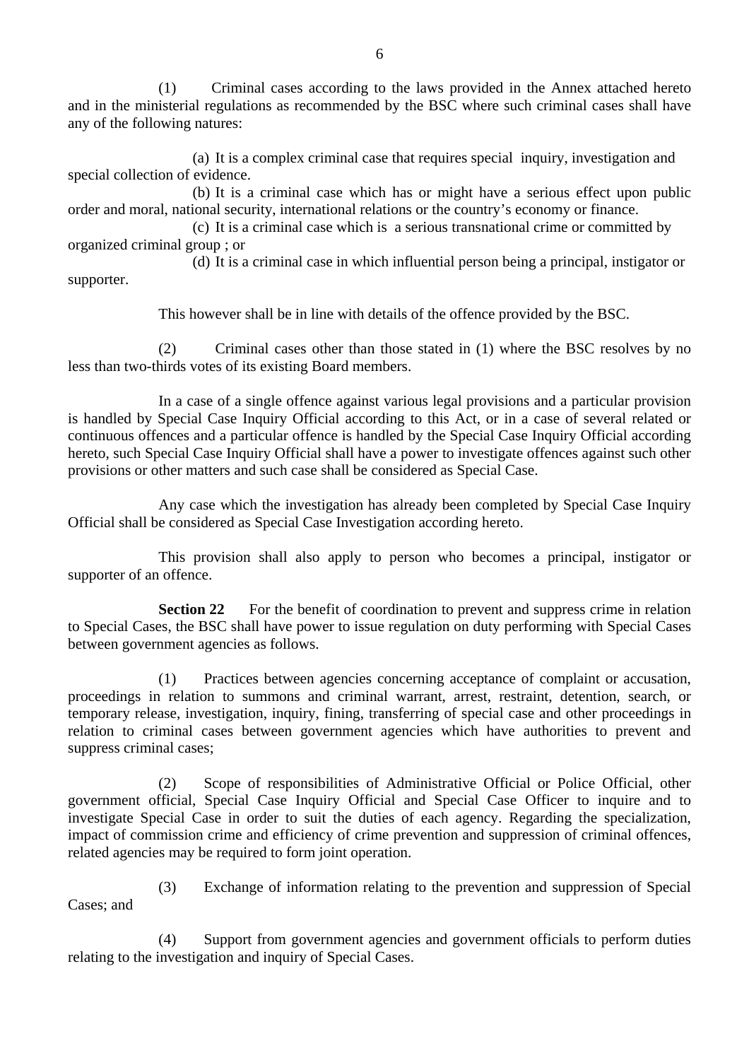(1) Criminal cases according to the laws provided in the Annex attached hereto and in the ministerial regulations as recommended by the BSC where such criminal cases shall have any of the following natures:

(a) It is a complex criminal case that requires special inquiry, investigation and special collection of evidence.

(b) It is a criminal case which has or might have a serious effect upon public order and moral, national security, international relations or the country's economy or finance.

(c) It is a criminal case which is a serious transnational crime or committed by organized criminal group ; or

(d) It is a criminal case in which influential person being a principal, instigator or supporter.

This however shall be in line with details of the offence provided by the BSC.

(2) Criminal cases other than those stated in (1) where the BSC resolves by no less than two-thirds votes of its existing Board members.

In a case of a single offence against various legal provisions and a particular provision is handled by Special Case Inquiry Official according to this Act, or in a case of several related or continuous offences and a particular offence is handled by the Special Case Inquiry Official according hereto, such Special Case Inquiry Official shall have a power to investigate offences against such other provisions or other matters and such case shall be considered as Special Case.

Any case which the investigation has already been completed by Special Case Inquiry Official shall be considered as Special Case Investigation according hereto.

This provision shall also apply to person who becomes a principal, instigator or supporter of an offence.

**Section 22** For the benefit of coordination to prevent and suppress crime in relation to Special Cases, the BSC shall have power to issue regulation on duty performing with Special Cases between government agencies as follows.

(1) Practices between agencies concerning acceptance of complaint or accusation, proceedings in relation to summons and criminal warrant, arrest, restraint, detention, search, or temporary release, investigation, inquiry, fining, transferring of special case and other proceedings in relation to criminal cases between government agencies which have authorities to prevent and suppress criminal cases;

(2) Scope of responsibilities of Administrative Official or Police Official, other government official, Special Case Inquiry Official and Special Case Officer to inquire and to investigate Special Case in order to suit the duties of each agency. Regarding the specialization, impact of commission crime and efficiency of crime prevention and suppression of criminal offences, related agencies may be required to form joint operation.

(3) Exchange of information relating to the prevention and suppression of Special Cases; and

(4) Support from government agencies and government officials to perform duties relating to the investigation and inquiry of Special Cases.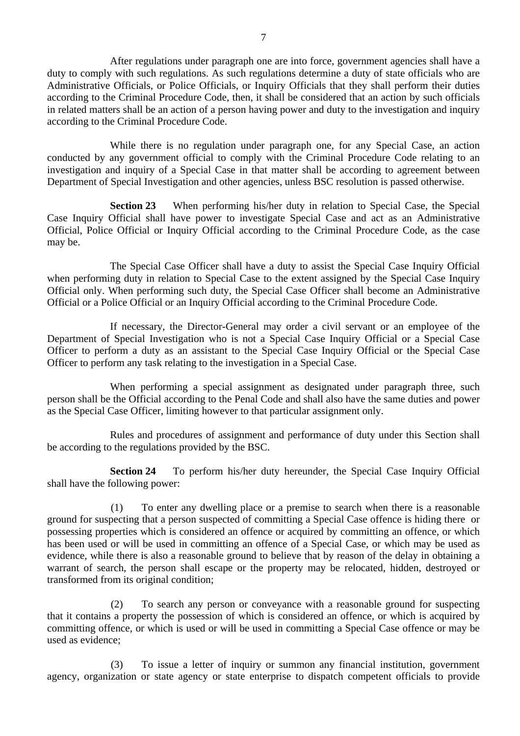After regulations under paragraph one are into force, government agencies shall have a duty to comply with such regulations. As such regulations determine a duty of state officials who are Administrative Officials, or Police Officials, or Inquiry Officials that they shall perform their duties according to the Criminal Procedure Code, then, it shall be considered that an action by such officials in related matters shall be an action of a person having power and duty to the investigation and inquiry according to the Criminal Procedure Code.

While there is no regulation under paragraph one, for any Special Case, an action conducted by any government official to comply with the Criminal Procedure Code relating to an investigation and inquiry of a Special Case in that matter shall be according to agreement between Department of Special Investigation and other agencies, unless BSC resolution is passed otherwise.

**Section 23** When performing his/her duty in relation to Special Case, the Special Case Inquiry Official shall have power to investigate Special Case and act as an Administrative Official, Police Official or Inquiry Official according to the Criminal Procedure Code, as the case may be.

The Special Case Officer shall have a duty to assist the Special Case Inquiry Official when performing duty in relation to Special Case to the extent assigned by the Special Case Inquiry Official only. When performing such duty, the Special Case Officer shall become an Administrative Official or a Police Official or an Inquiry Official according to the Criminal Procedure Code.

If necessary, the Director-General may order a civil servant or an employee of the Department of Special Investigation who is not a Special Case Inquiry Official or a Special Case Officer to perform a duty as an assistant to the Special Case Inquiry Official or the Special Case Officer to perform any task relating to the investigation in a Special Case.

When performing a special assignment as designated under paragraph three, such person shall be the Official according to the Penal Code and shall also have the same duties and power as the Special Case Officer, limiting however to that particular assignment only.

Rules and procedures of assignment and performance of duty under this Section shall be according to the regulations provided by the BSC.

**Section 24** To perform his/her duty hereunder, the Special Case Inquiry Official shall have the following power:

(1) To enter any dwelling place or a premise to search when there is a reasonable ground for suspecting that a person suspected of committing a Special Case offence is hiding there or possessing properties which is considered an offence or acquired by committing an offence, or which has been used or will be used in committing an offence of a Special Case, or which may be used as evidence, while there is also a reasonable ground to believe that by reason of the delay in obtaining a warrant of search, the person shall escape or the property may be relocated, hidden, destroyed or transformed from its original condition;

(2) To search any person or conveyance with a reasonable ground for suspecting that it contains a property the possession of which is considered an offence, or which is acquired by committing offence, or which is used or will be used in committing a Special Case offence or may be used as evidence;

(3) To issue a letter of inquiry or summon any financial institution, government agency, organization or state agency or state enterprise to dispatch competent officials to provide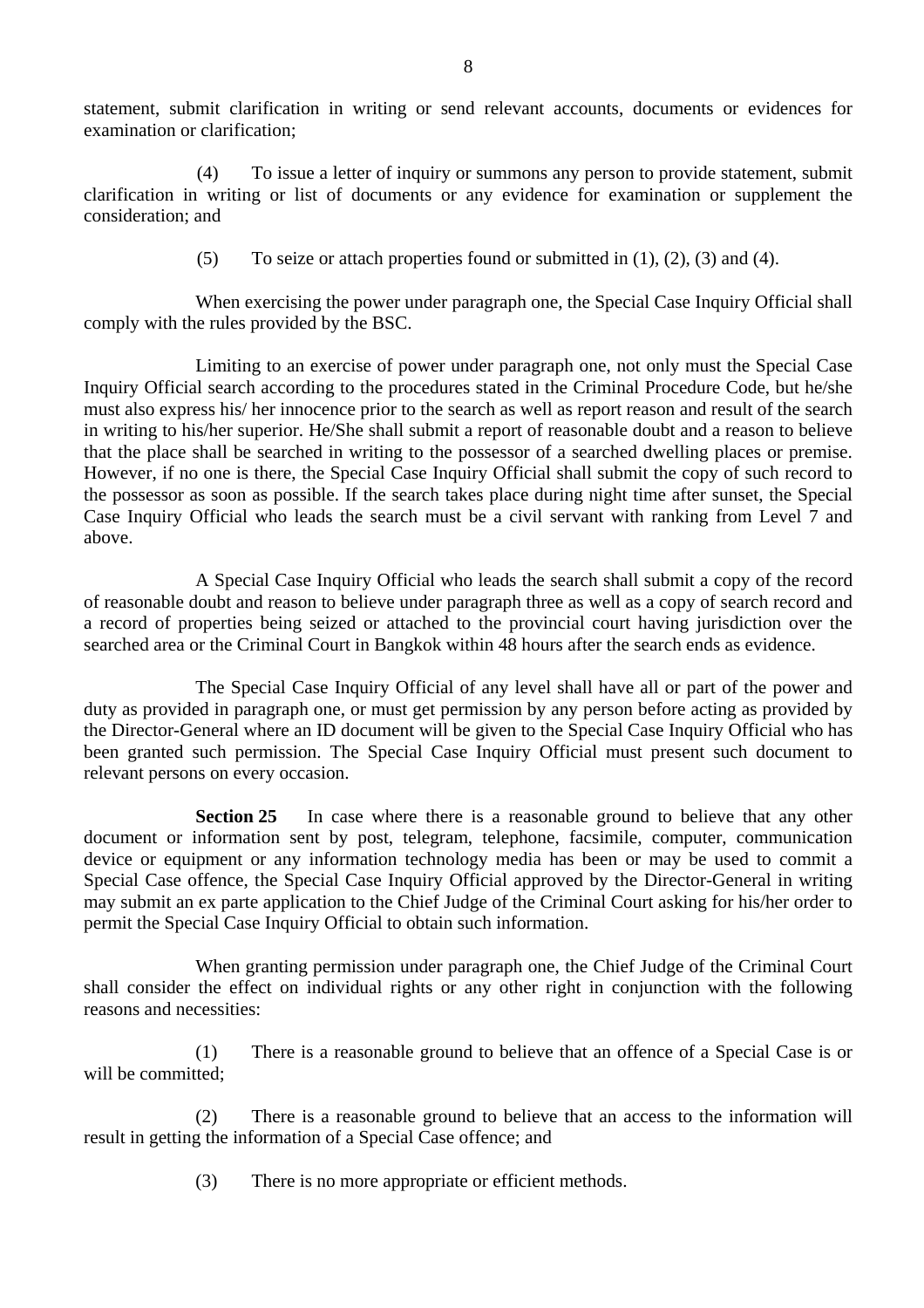statement, submit clarification in writing or send relevant accounts, documents or evidences for examination or clarification;

(4) To issue a letter of inquiry or summons any person to provide statement, submit clarification in writing or list of documents or any evidence for examination or supplement the consideration; and

(5) To seize or attach properties found or submitted in (1), (2), (3) and (4).

When exercising the power under paragraph one, the Special Case Inquiry Official shall comply with the rules provided by the BSC.

Limiting to an exercise of power under paragraph one, not only must the Special Case Inquiry Official search according to the procedures stated in the Criminal Procedure Code, but he/she must also express his/ her innocence prior to the search as well as report reason and result of the search in writing to his/her superior. He/She shall submit a report of reasonable doubt and a reason to believe that the place shall be searched in writing to the possessor of a searched dwelling places or premise. However, if no one is there, the Special Case Inquiry Official shall submit the copy of such record to the possessor as soon as possible. If the search takes place during night time after sunset, the Special Case Inquiry Official who leads the search must be a civil servant with ranking from Level 7 and above.

A Special Case Inquiry Official who leads the search shall submit a copy of the record of reasonable doubt and reason to believe under paragraph three as well as a copy of search record and a record of properties being seized or attached to the provincial court having jurisdiction over the searched area or the Criminal Court in Bangkok within 48 hours after the search ends as evidence.

The Special Case Inquiry Official of any level shall have all or part of the power and duty as provided in paragraph one, or must get permission by any person before acting as provided by the Director-General where an ID document will be given to the Special Case Inquiry Official who has been granted such permission. The Special Case Inquiry Official must present such document to relevant persons on every occasion.

**Section 25** In case where there is a reasonable ground to believe that any other document or information sent by post, telegram, telephone, facsimile, computer, communication device or equipment or any information technology media has been or may be used to commit a Special Case offence, the Special Case Inquiry Official approved by the Director-General in writing may submit an ex parte application to the Chief Judge of the Criminal Court asking for his/her order to permit the Special Case Inquiry Official to obtain such information.

When granting permission under paragraph one, the Chief Judge of the Criminal Court shall consider the effect on individual rights or any other right in conjunction with the following reasons and necessities:

(1) There is a reasonable ground to believe that an offence of a Special Case is or will be committed;

(2) There is a reasonable ground to believe that an access to the information will result in getting the information of a Special Case offence; and

(3) There is no more appropriate or efficient methods.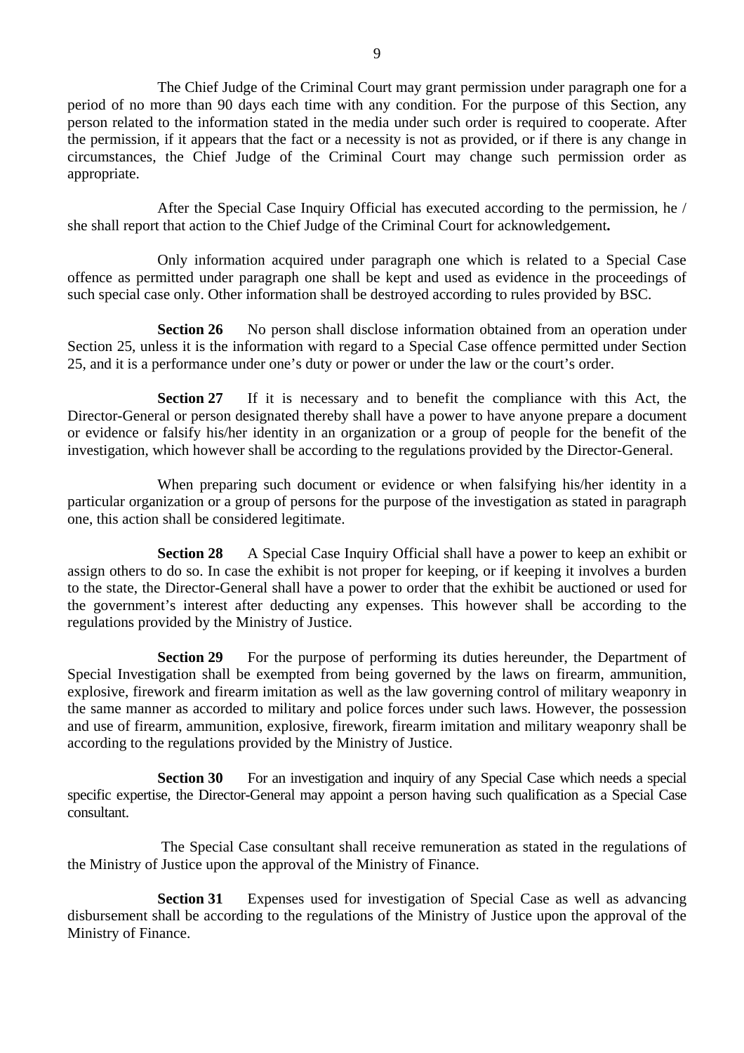The Chief Judge of the Criminal Court may grant permission under paragraph one for a period of no more than 90 days each time with any condition. For the purpose of this Section, any person related to the information stated in the media under such order is required to cooperate. After the permission, if it appears that the fact or a necessity is not as provided, or if there is any change in circumstances, the Chief Judge of the Criminal Court may change such permission order as appropriate.

After the Special Case Inquiry Official has executed according to the permission, he / she shall report that action to the Chief Judge of the Criminal Court for acknowledgement**.**

Only information acquired under paragraph one which is related to a Special Case offence as permitted under paragraph one shall be kept and used as evidence in the proceedings of such special case only. Other information shall be destroyed according to rules provided by BSC.

**Section 26** No person shall disclose information obtained from an operation under Section 25, unless it is the information with regard to a Special Case offence permitted under Section 25, and it is a performance under one's duty or power or under the law or the court's order.

**Section 27** If it is necessary and to benefit the compliance with this Act, the Director-General or person designated thereby shall have a power to have anyone prepare a document or evidence or falsify his/her identity in an organization or a group of people for the benefit of the investigation, which however shall be according to the regulations provided by the Director-General.

When preparing such document or evidence or when falsifying his/her identity in a particular organization or a group of persons for the purpose of the investigation as stated in paragraph one, this action shall be considered legitimate.

**Section 28** A Special Case Inquiry Official shall have a power to keep an exhibit or assign others to do so. In case the exhibit is not proper for keeping, or if keeping it involves a burden to the state, the Director-General shall have a power to order that the exhibit be auctioned or used for the government's interest after deducting any expenses. This however shall be according to the regulations provided by the Ministry of Justice.

**Section 29** For the purpose of performing its duties hereunder, the Department of Special Investigation shall be exempted from being governed by the laws on firearm, ammunition, explosive, firework and firearm imitation as well as the law governing control of military weaponry in the same manner as accorded to military and police forces under such laws. However, the possession and use of firearm, ammunition, explosive, firework, firearm imitation and military weaponry shall be according to the regulations provided by the Ministry of Justice.

**Section 30** For an investigation and inquiry of any Special Case which needs a special specific expertise, the Director-General may appoint a person having such qualification as a Special Case consultant.

The Special Case consultant shall receive remuneration as stated in the regulations of the Ministry of Justice upon the approval of the Ministry of Finance.

**Section 31** Expenses used for investigation of Special Case as well as advancing disbursement shall be according to the regulations of the Ministry of Justice upon the approval of the Ministry of Finance.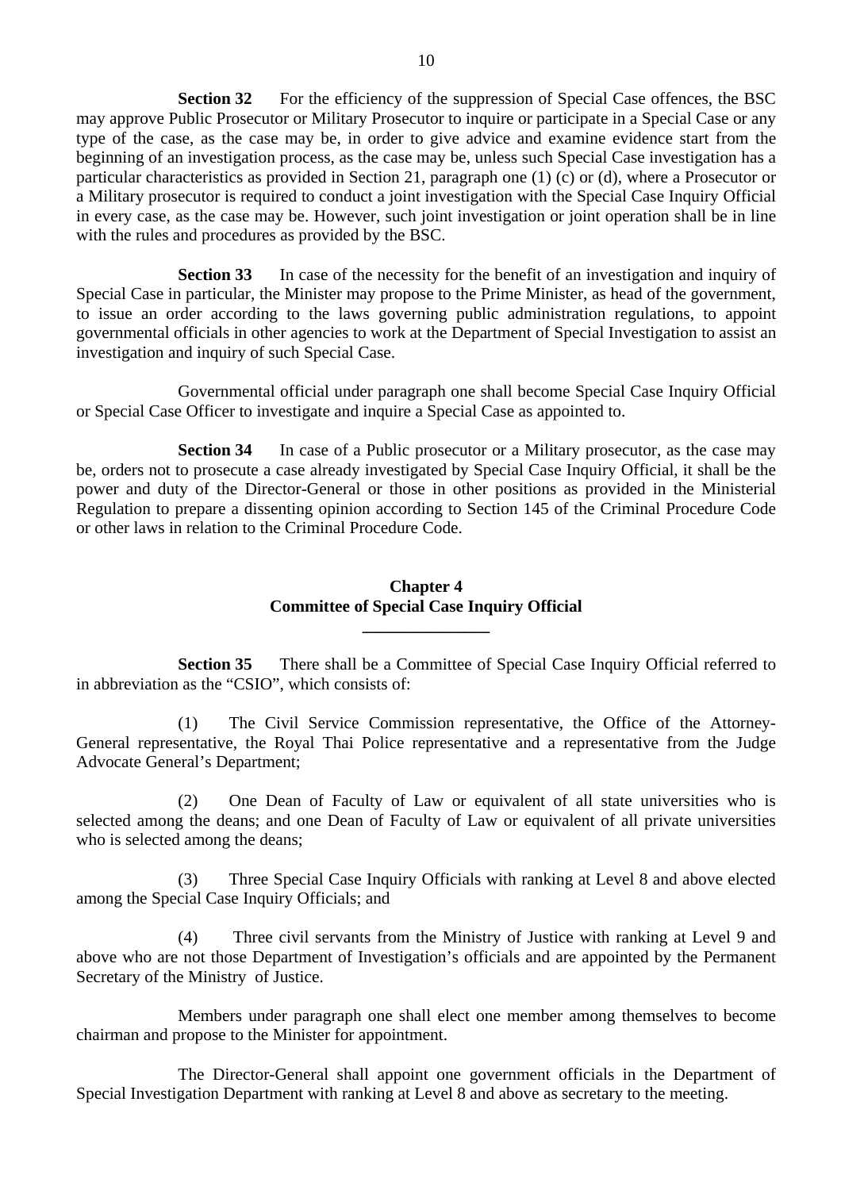**Section 32** For the efficiency of the suppression of Special Case offences, the BSC may approve Public Prosecutor or Military Prosecutor to inquire or participate in a Special Case or any type of the case, as the case may be, in order to give advice and examine evidence start from the beginning of an investigation process, as the case may be, unless such Special Case investigation has a particular characteristics as provided in Section 21, paragraph one (1) (c) or (d), where a Prosecutor or a Military prosecutor is required to conduct a joint investigation with the Special Case Inquiry Official in every case, as the case may be. However, such joint investigation or joint operation shall be in line with the rules and procedures as provided by the BSC.

**Section 33** In case of the necessity for the benefit of an investigation and inquiry of Special Case in particular, the Minister may propose to the Prime Minister, as head of the government, to issue an order according to the laws governing public administration regulations, to appoint governmental officials in other agencies to work at the Department of Special Investigation to assist an investigation and inquiry of such Special Case.

Governmental official under paragraph one shall become Special Case Inquiry Official or Special Case Officer to investigate and inquire a Special Case as appointed to.

**Section 34** In case of a Public prosecutor or a Military prosecutor, as the case may be, orders not to prosecute a case already investigated by Special Case Inquiry Official, it shall be the power and duty of the Director-General or those in other positions as provided in the Ministerial Regulation to prepare a dissenting opinion according to Section 145 of the Criminal Procedure Code or other laws in relation to the Criminal Procedure Code.

## Chapter 4
## Committee of Special Case Inquiry Official

---

**Section 35** There shall be a Committee of Special Case Inquiry Official referred to in abbreviation as the "CSIO", which consists of:

(1) The Civil Service Commission representative, the Office of the Attorney-General representative, the Royal Thai Police representative and a representative from the Judge Advocate General's Department;

(2) One Dean of Faculty of Law or equivalent of all state universities who is selected among the deans; and one Dean of Faculty of Law or equivalent of all private universities who is selected among the deans;

(3) Three Special Case Inquiry Officials with ranking at Level 8 and above elected among the Special Case Inquiry Officials; and

(4) Three civil servants from the Ministry of Justice with ranking at Level 9 and above who are not those Department of Investigation's officials and are appointed by the Permanent Secretary of the Ministry of Justice.

Members under paragraph one shall elect one member among themselves to become chairman and propose to the Minister for appointment.

The Director-General shall appoint one government officials in the Department of Special Investigation Department with ranking at Level 8 and above as secretary to the meeting.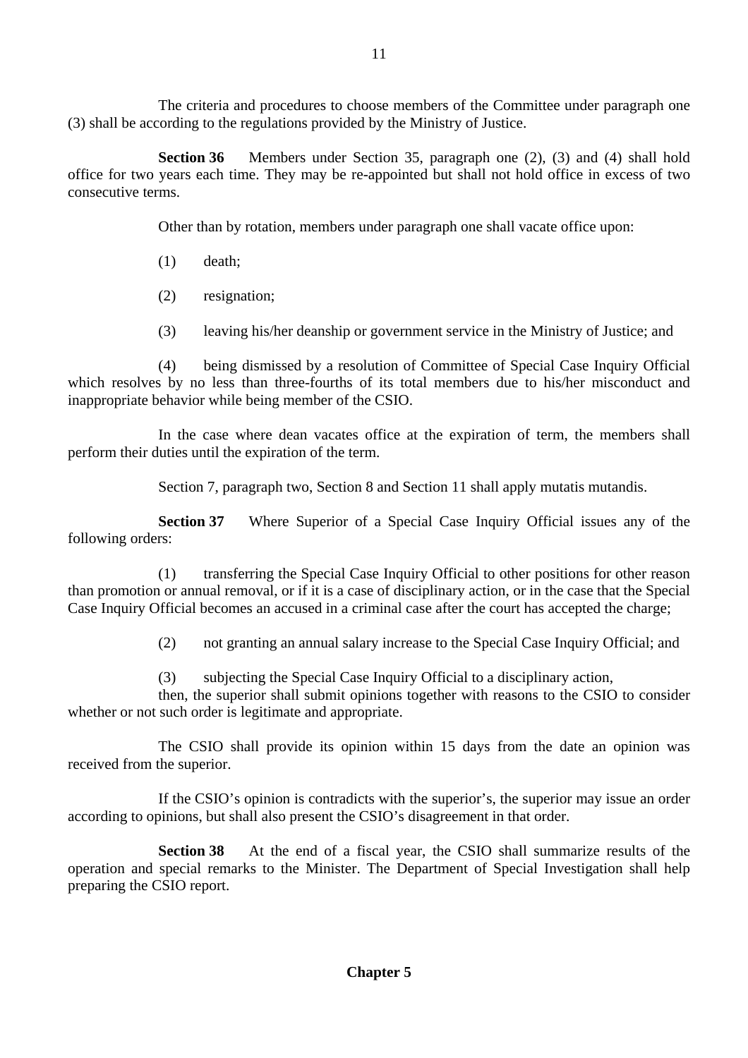The criteria and procedures to choose members of the Committee under paragraph one (3) shall be according to the regulations provided by the Ministry of Justice.

**Section 36** Members under Section 35, paragraph one (2), (3) and (4) shall hold office for two years each time. They may be re-appointed but shall not hold office in excess of two consecutive terms.

Other than by rotation, members under paragraph one shall vacate office upon:

(1) death;

(2) resignation;

(3) leaving his/her deanship or government service in the Ministry of Justice; and

(4) being dismissed by a resolution of Committee of Special Case Inquiry Official which resolves by no less than three-fourths of its total members due to his/her misconduct and inappropriate behavior while being member of the CSIO.

In the case where dean vacates office at the expiration of term, the members shall perform their duties until the expiration of the term.

Section 7, paragraph two, Section 8 and Section 11 shall apply mutatis mutandis.

**Section 37** Where Superior of a Special Case Inquiry Official issues any of the following orders:

(1) transferring the Special Case Inquiry Official to other positions for other reason than promotion or annual removal, or if it is a case of disciplinary action, or in the case that the Special Case Inquiry Official becomes an accused in a criminal case after the court has accepted the charge;

(2) not granting an annual salary increase to the Special Case Inquiry Official; and

(3) subjecting the Special Case Inquiry Official to a disciplinary action,

then, the superior shall submit opinions together with reasons to the CSIO to consider whether or not such order is legitimate and appropriate.

The CSIO shall provide its opinion within 15 days from the date an opinion was received from the superior.

If the CSIO's opinion is contradicts with the superior's, the superior may issue an order according to opinions, but shall also present the CSIO's disagreement in that order.

**Section 38** At the end of a fiscal year, the CSIO shall summarize results of the operation and special remarks to the Minister. The Department of Special Investigation shall help preparing the CSIO report.

## Chapter 5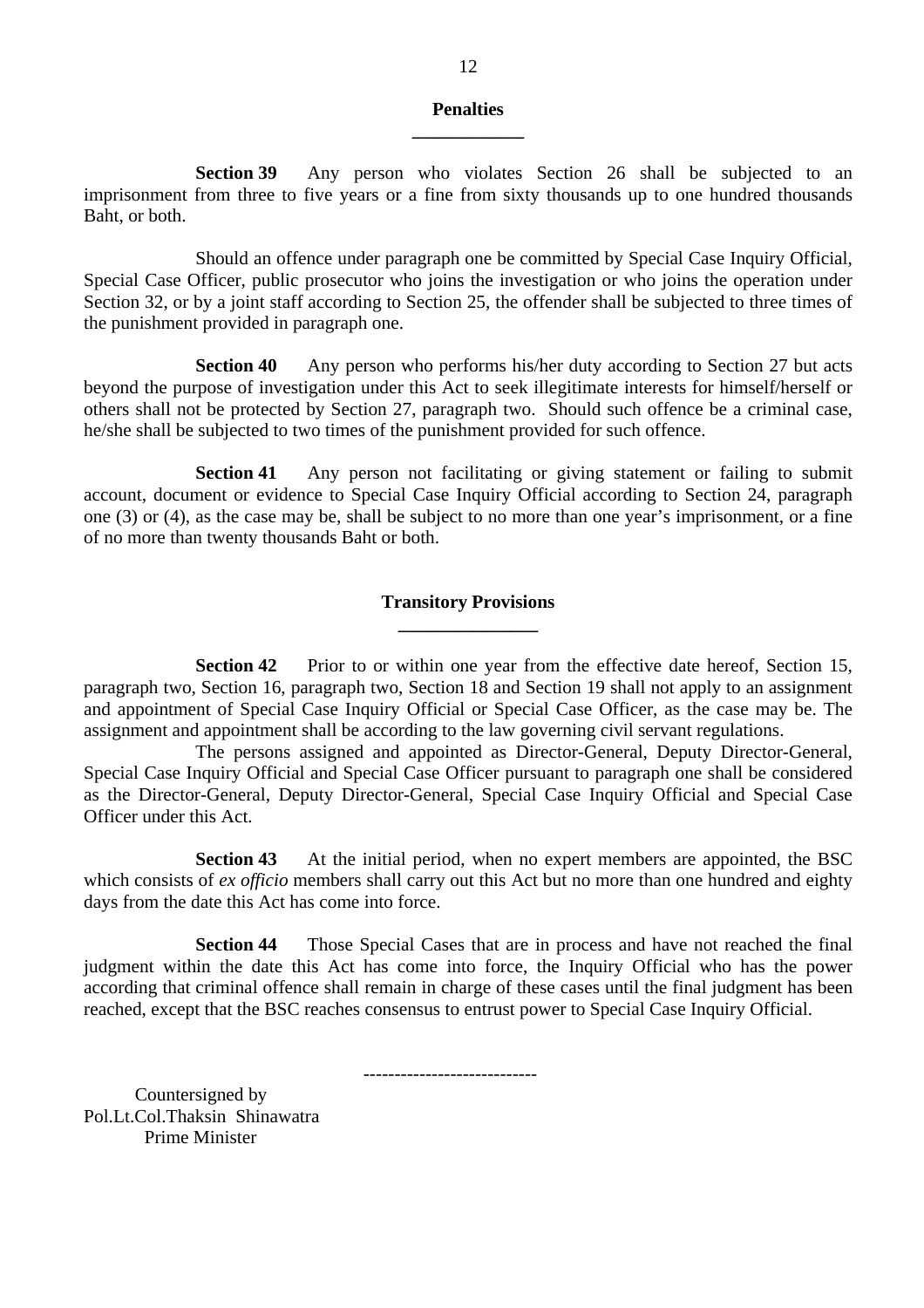## Penalties

**Section 39** Any person who violates Section 26 shall be subjected to an imprisonment from three to five years or a fine from sixty thousands up to one hundred thousands Baht, or both.

Should an offence under paragraph one be committed by Special Case Inquiry Official, Special Case Officer, public prosecutor who joins the investigation or who joins the operation under Section 32, or by a joint staff according to Section 25, the offender shall be subjected to three times of the punishment provided in paragraph one.

**Section 40** Any person who performs his/her duty according to Section 27 but acts beyond the purpose of investigation under this Act to seek illegitimate interests for himself/herself or others shall not be protected by Section 27, paragraph two. Should such offence be a criminal case, he/she shall be subjected to two times of the punishment provided for such offence.

**Section 41** Any person not facilitating or giving statement or failing to submit account, document or evidence to Special Case Inquiry Official according to Section 24, paragraph one (3) or (4), as the case may be, shall be subject to no more than one year's imprisonment, or a fine of no more than twenty thousands Baht or both.

## Transitory Provisions

**Section 42** Prior to or within one year from the effective date hereof, Section 15, paragraph two, Section 16, paragraph two, Section 18 and Section 19 shall not apply to an assignment and appointment of Special Case Inquiry Official or Special Case Officer, as the case may be. The assignment and appointment shall be according to the law governing civil servant regulations.

The persons assigned and appointed as Director-General, Deputy Director-General, Special Case Inquiry Official and Special Case Officer pursuant to paragraph one shall be considered as the Director-General, Deputy Director-General, Special Case Inquiry Official and Special Case Officer under this Act.

**Section 43** At the initial period, when no expert members are appointed, the BSC which consists of *ex officio* members shall carry out this Act but no more than one hundred and eighty days from the date this Act has come into force.

**Section 44** Those Special Cases that are in process and have not reached the final judgment within the date this Act has come into force, the Inquiry Official who has the power according that criminal offence shall remain in charge of these cases until the final judgment has been reached, except that the BSC reaches consensus to entrust power to Special Case Inquiry Official.

----------------------------

Countersigned by
Pol.Lt.Col.Thaksin Shinawatra
Prime Minister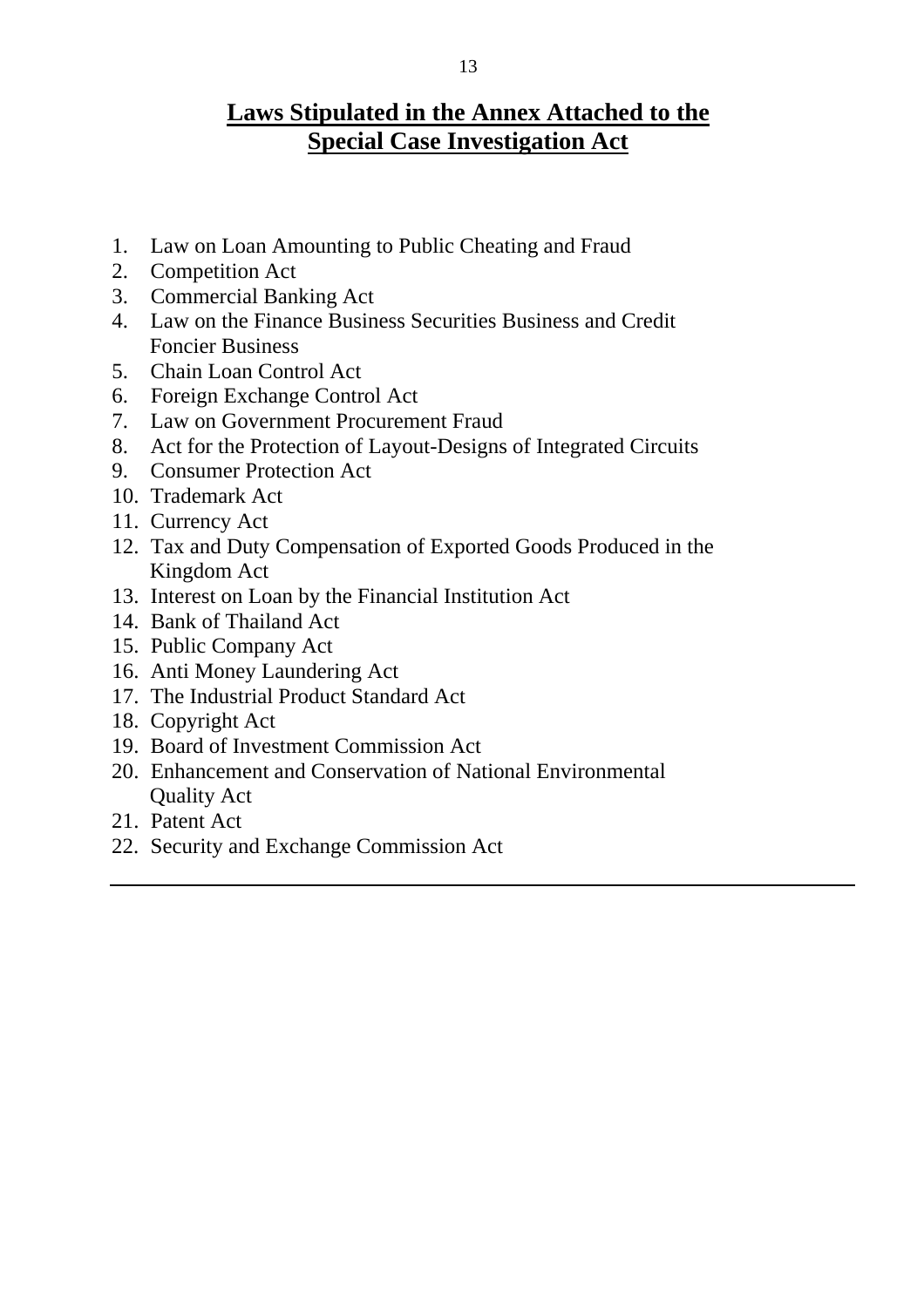# Laws Stipulated in the Annex Attached to the Special Case Investigation Act

1. Law on Loan Amounting to Public Cheating and Fraud
2. Competition Act
3. Commercial Banking Act
4. Law on the Finance Business Securities Business and Credit Foncier Business
5. Chain Loan Control Act
6. Foreign Exchange Control Act
7. Law on Government Procurement Fraud
8. Act for the Protection of Layout-Designs of Integrated Circuits
9. Consumer Protection Act
10. Trademark Act
11. Currency Act
12. Tax and Duty Compensation of Exported Goods Produced in the Kingdom Act
13. Interest on Loan by the Financial Institution Act
14. Bank of Thailand Act
15. Public Company Act
16. Anti Money Laundering Act
17. The Industrial Product Standard Act
18. Copyright Act
19. Board of Investment Commission Act
20. Enhancement and Conservation of National Environmental Quality Act
21. Patent Act
22. Security and Exchange Commission Act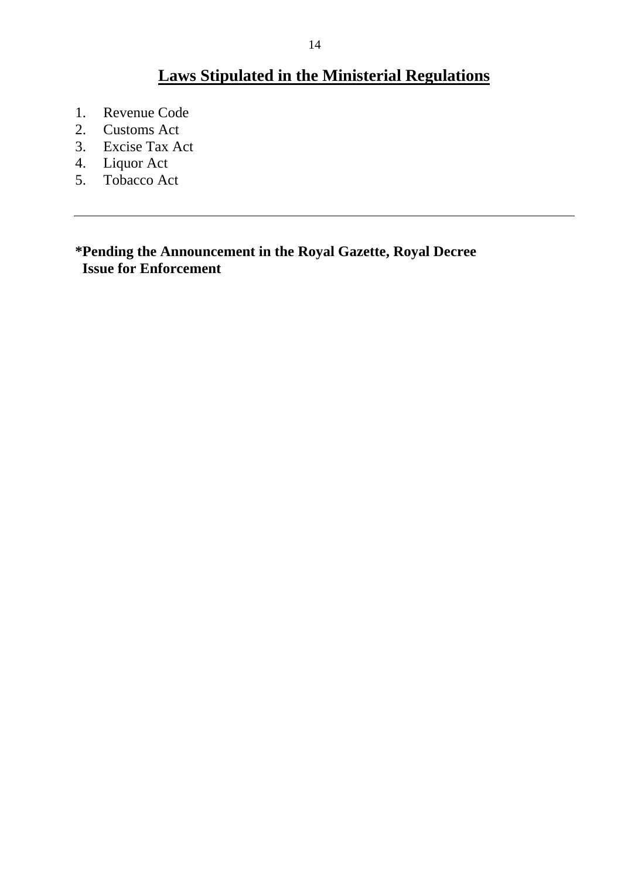## Laws Stipulated in the Ministerial Regulations

1. Revenue Code
2. Customs Act
3. Excise Tax Act
4. Liquor Act
5. Tobacco Act

---

**\*Pending the Announcement in the Royal Gazette, Royal Decree Issue for Enforcement**